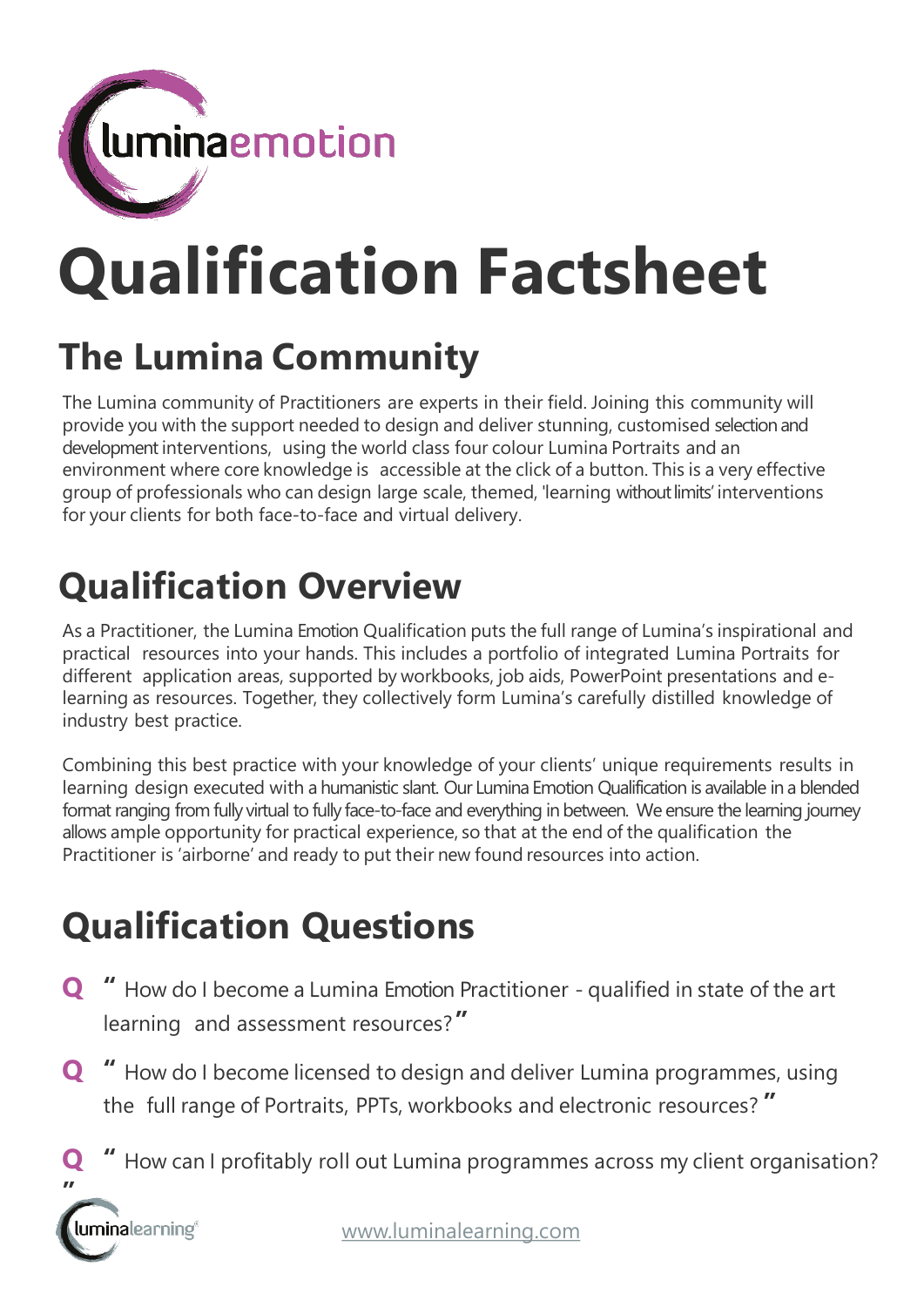luminaemotion

# Qualification Factsheet

## The Lumina Community

The Lumina community of Practitioners are experts in their field. Joining this community will provide you with the support needed to design and deliver stunning, customised selection and development interventions, using the world class four colour Lumina Portraits and an environment where core knowledge is accessible at the click of a button. This is a very effective group of professionals who can design large scale, themed, 'learning without limits' interventions for your clients for both face-to-face and virtual delivery.

## Qualification Overview

As a Practitioner, the Lumina Emotion Qualification puts the full range of Lumina's inspirational and practical resources into your hands. This includes a portfolio of integrated Lumina Portraits for different application areas, supported by workbooks, job aids, PowerPoint presentations and e-learning as resources. Together, they collectively form Lumina's carefully distilled knowledge of industry best practice.

Combining this best practice with your knowledge of your clients' unique requirements results in learning design executed with a humanistic slant. Our Lumina Emotion Qualification is available in a blended format ranging from fully virtual to fully face-to-face and everything in between. We ensure the learning journey allows ample opportunity for practical experience, so that at the end of the qualification the Practitioner is 'airborne' and ready to put their new found resources into action.

## Qualification Questions

**Q** " How do I become a Lumina Emotion Practitioner - qualified in state of the art learning and assessment resources? "

**Q** " How do I become licensed to design and deliver Lumina programmes, using the full range of Portraits, PPTs, workbooks and electronic resources? "

**Q** " How can I profitably roll out Lumina programmes across my client organisation? "

luminalearning

www.luminalearning.com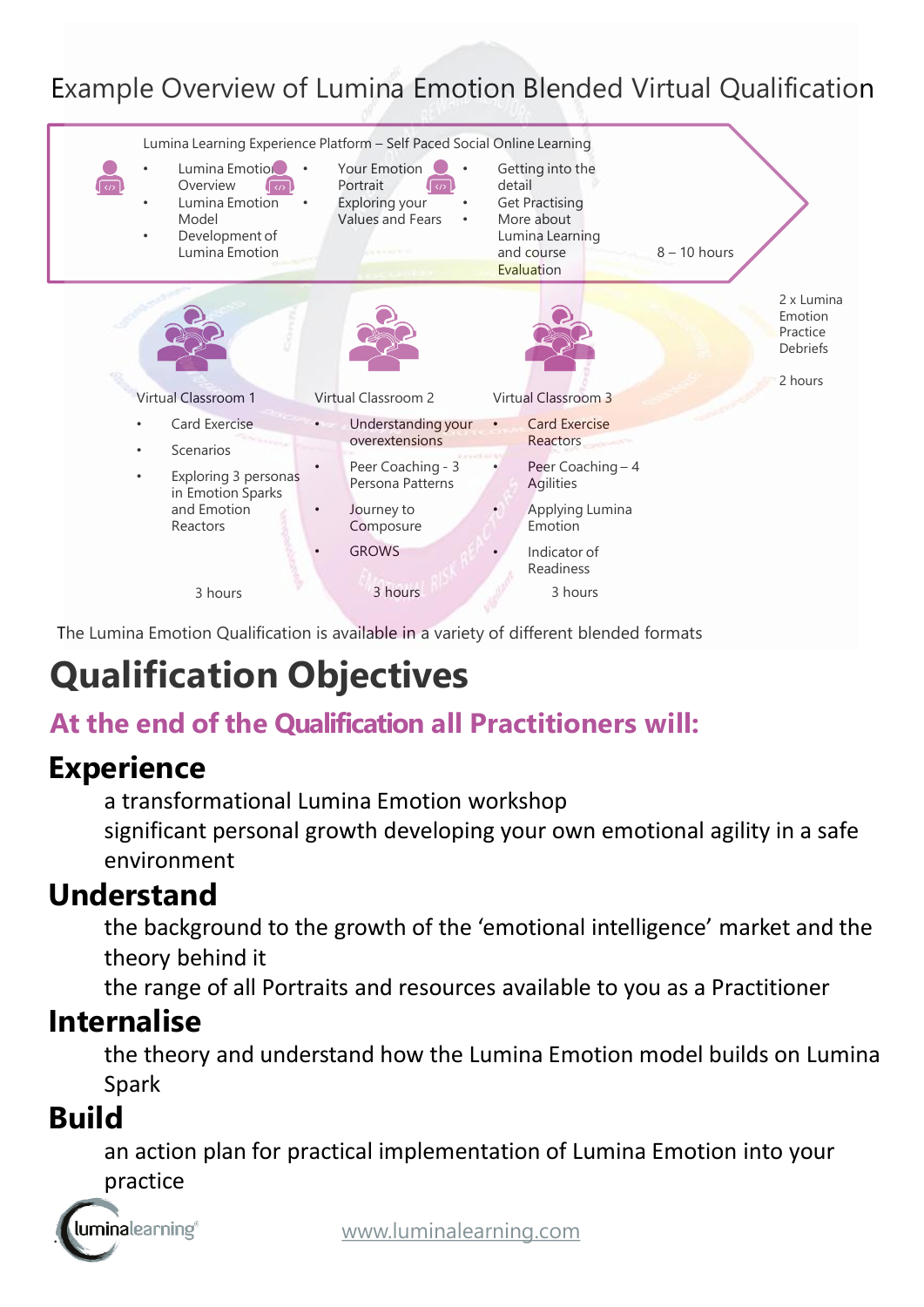# Example Overview of Lumina Emotion Blended Virtual Qualification

Lumina Learning Experience Platform – Self Paced Social Online Learning

- Lumina Emotion Overview
- Lumina Emotion Model
- Development of Lumina Emotion

- Your Emotion Portrait
- Exploring your Values and Fears

- Getting into the detail
- Get Practising
- More about Lumina Learning and course Evaluation

8 – 10 hours

**Virtual Classroom 1**

- Card Exercise
- Scenarios
- Exploring 3 personas in Emotion Sparks and Emotion Reactors

3 hours

**Virtual Classroom 2**

- Understanding your overextensions
- Peer Coaching - 3 Persona Patterns
- Journey to Composure
- GROWS

3 hours

**Virtual Classroom 3**

- Card Exercise Reactors
- Peer Coaching – 4 Agilities
- Applying Lumina Emotion
- Indicator of Readiness

3 hours

2 x Lumina Emotion Practice Debriefs

2 hours

The Lumina Emotion Qualification is available in a variety of different blended formats

# Qualification Objectives

## At the end of the Qualification all Practitioners will:

## Experience

a transformational Lumina Emotion workshop

significant personal growth developing your own emotional agility in a safe environment

## Understand

the background to the growth of the 'emotional intelligence' market and the theory behind it

the range of all Portraits and resources available to you as a Practitioner

## Internalise

the theory and understand how the Lumina Emotion model builds on Lumina Spark

## Build

an action plan for practical implementation of Lumina Emotion into your practice

www.luminalearning.com